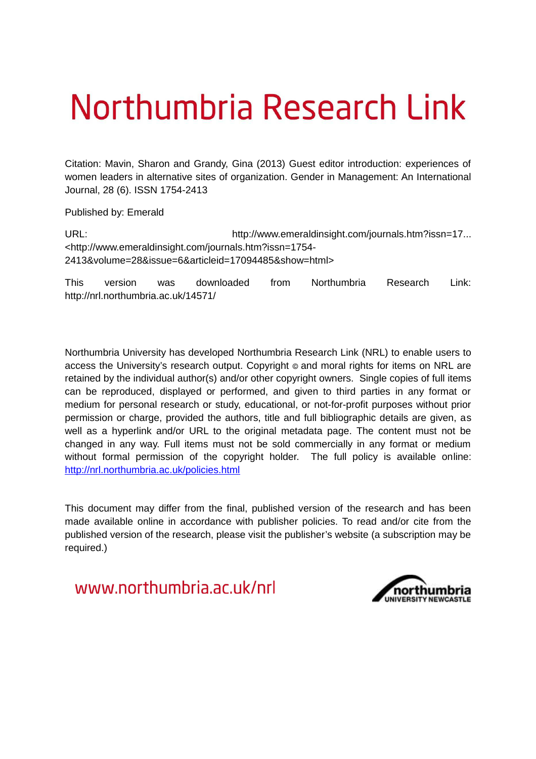# Northumbria Research Link

Citation: Mavin, Sharon and Grandy, Gina (2013) Guest editor introduction: experiences of women leaders in alternative sites of organization. Gender in Management: An International Journal, 28 (6). ISSN 1754-2413

Published by: Emerald

URL: http://www.emeraldinsight.com/journals.htm?issn=17... <http://www.emeraldinsight.com/journals.htm?issn=1754-2413&volume=28&issue=6&articleid=17094485&show=html>

This version was downloaded from Northumbria Research Link: http://nrl.northumbria.ac.uk/14571/

Northumbria University has developed Northumbria Research Link (NRL) to enable users to access the University's research output. Copyright © and moral rights for items on NRL are retained by the individual author(s) and/or other copyright owners. Single copies of full items can be reproduced, displayed or performed, and given to third parties in any format or medium for personal research or study, educational, or not-for-profit purposes without prior permission or charge, provided the authors, title and full bibliographic details are given, as well as a hyperlink and/or URL to the original metadata page. The content must not be changed in any way. Full items must not be sold commercially in any format or medium without formal permission of the copyright holder. The full policy is available online: http://nrl.northumbria.ac.uk/policies.html

This document may differ from the final, published version of the research and has been made available online in accordance with publisher policies. To read and/or cite from the published version of the research, please visit the publisher's website (a subscription may be required.)

www.northumbria.ac.uk/nrl

northumbria UNIVERSITY NEWCASTLE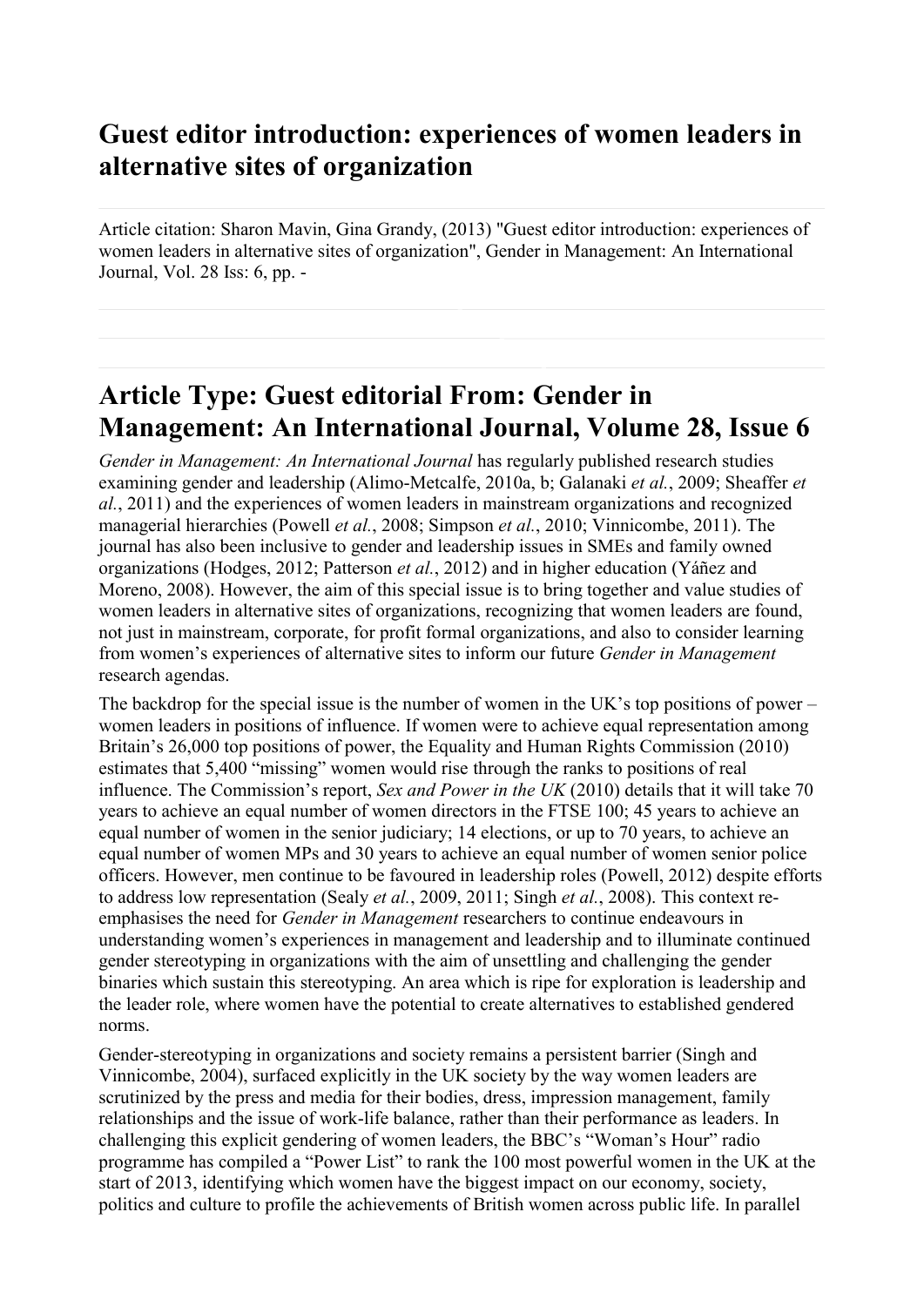# Guest editor introduction: experiences of women leaders in alternative sites of organization

Article citation: Sharon Mavin, Gina Grandy, (2013) "Guest editor introduction: experiences of women leaders in alternative sites of organization", Gender in Management: An International Journal, Vol. 28 Iss: 6, pp. -

# Article Type: Guest editorial From: Gender in Management: An International Journal, Volume 28, Issue 6

*Gender in Management: An International Journal* has regularly published research studies examining gender and leadership (Alimo-Metcalfe, 2010a, b; Galanaki *et al.*, 2009; Sheaffer *et al.*, 2011) and the experiences of women leaders in mainstream organizations and recognized managerial hierarchies (Powell *et al.*, 2008; Simpson *et al.*, 2010; Vinnicombe, 2011). The journal has also been inclusive to gender and leadership issues in SMEs and family owned organizations (Hodges, 2012; Patterson *et al.*, 2012) and in higher education (Yáñez and Moreno, 2008). However, the aim of this special issue is to bring together and value studies of women leaders in alternative sites of organizations, recognizing that women leaders are found, not just in mainstream, corporate, for profit formal organizations, and also to consider learning from women's experiences of alternative sites to inform our future *Gender in Management* research agendas.

The backdrop for the special issue is the number of women in the UK's top positions of power – women leaders in positions of influence. If women were to achieve equal representation among Britain's 26,000 top positions of power, the Equality and Human Rights Commission (2010) estimates that 5,400 "missing" women would rise through the ranks to positions of real influence. The Commission's report, *Sex and Power in the UK* (2010) details that it will take 70 years to achieve an equal number of women directors in the FTSE 100; 45 years to achieve an equal number of women in the senior judiciary; 14 elections, or up to 70 years, to achieve an equal number of women MPs and 30 years to achieve an equal number of women senior police officers. However, men continue to be favoured in leadership roles (Powell, 2012) despite efforts to address low representation (Sealy *et al.*, 2009, 2011; Singh *et al.*, 2008). This context re-emphasises the need for *Gender in Management* researchers to continue endeavours in understanding women's experiences in management and leadership and to illuminate continued gender stereotyping in organizations with the aim of unsettling and challenging the gender binaries which sustain this stereotyping. An area which is ripe for exploration is leadership and the leader role, where women have the potential to create alternatives to established gendered norms.

Gender-stereotyping in organizations and society remains a persistent barrier (Singh and Vinnicombe, 2004), surfaced explicitly in the UK society by the way women leaders are scrutinized by the press and media for their bodies, dress, impression management, family relationships and the issue of work-life balance, rather than their performance as leaders. In challenging this explicit gendering of women leaders, the BBC's "Woman's Hour" radio programme has compiled a "Power List" to rank the 100 most powerful women in the UK at the start of 2013, identifying which women have the biggest impact on our economy, society, politics and culture to profile the achievements of British women across public life. In parallel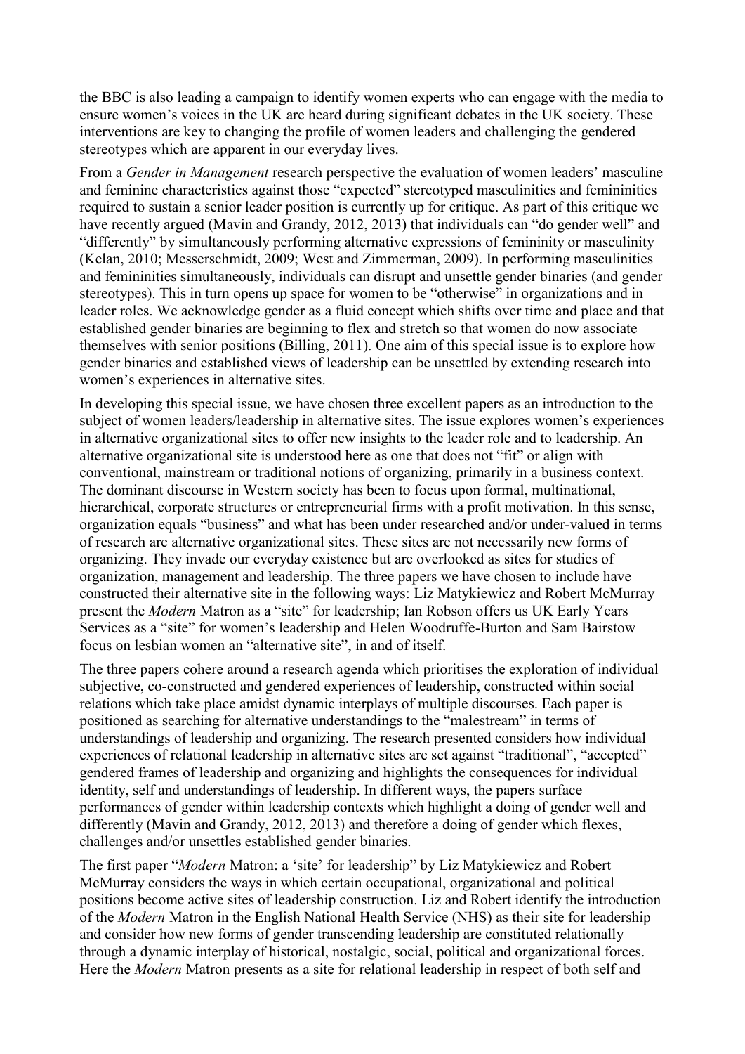the BBC is also leading a campaign to identify women experts who can engage with the media to ensure women's voices in the UK are heard during significant debates in the UK society. These interventions are key to changing the profile of women leaders and challenging the gendered stereotypes which are apparent in our everyday lives.

From a *Gender in Management* research perspective the evaluation of women leaders' masculine and feminine characteristics against those "expected" stereotyped masculinities and femininities required to sustain a senior leader position is currently up for critique. As part of this critique we have recently argued (Mavin and Grandy, 2012, 2013) that individuals can "do gender well" and "differently" by simultaneously performing alternative expressions of femininity or masculinity (Kelan, 2010; Messerschmidt, 2009; West and Zimmerman, 2009). In performing masculinities and femininities simultaneously, individuals can disrupt and unsettle gender binaries (and gender stereotypes). This in turn opens up space for women to be "otherwise" in organizations and in leader roles. We acknowledge gender as a fluid concept which shifts over time and place and that established gender binaries are beginning to flex and stretch so that women do now associate themselves with senior positions (Billing, 2011). One aim of this special issue is to explore how gender binaries and established views of leadership can be unsettled by extending research into women's experiences in alternative sites.

In developing this special issue, we have chosen three excellent papers as an introduction to the subject of women leaders/leadership in alternative sites. The issue explores women's experiences in alternative organizational sites to offer new insights to the leader role and to leadership. An alternative organizational site is understood here as one that does not "fit" or align with conventional, mainstream or traditional notions of organizing, primarily in a business context. The dominant discourse in Western society has been to focus upon formal, multinational, hierarchical, corporate structures or entrepreneurial firms with a profit motivation. In this sense, organization equals "business" and what has been under researched and/or under-valued in terms of research are alternative organizational sites. These sites are not necessarily new forms of organizing. They invade our everyday existence but are overlooked as sites for studies of organization, management and leadership. The three papers we have chosen to include have constructed their alternative site in the following ways: Liz Matykiewicz and Robert McMurray present the *Modern* Matron as a "site" for leadership; Ian Robson offers us UK Early Years Services as a "site" for women's leadership and Helen Woodruffe-Burton and Sam Bairstow focus on lesbian women an "alternative site", in and of itself.

The three papers cohere around a research agenda which prioritises the exploration of individual subjective, co-constructed and gendered experiences of leadership, constructed within social relations which take place amidst dynamic interplays of multiple discourses. Each paper is positioned as searching for alternative understandings to the "malestream" in terms of understandings of leadership and organizing. The research presented considers how individual experiences of relational leadership in alternative sites are set against "traditional", "accepted" gendered frames of leadership and organizing and highlights the consequences for individual identity, self and understandings of leadership. In different ways, the papers surface performances of gender within leadership contexts which highlight a doing of gender well and differently (Mavin and Grandy, 2012, 2013) and therefore a doing of gender which flexes, challenges and/or unsettles established gender binaries.

The first paper "*Modern* Matron: a 'site' for leadership" by Liz Matykiewicz and Robert McMurray considers the ways in which certain occupational, organizational and political positions become active sites of leadership construction. Liz and Robert identify the introduction of the *Modern* Matron in the English National Health Service (NHS) as their site for leadership and consider how new forms of gender transcending leadership are constituted relationally through a dynamic interplay of historical, nostalgic, social, political and organizational forces. Here the *Modern* Matron presents as a site for relational leadership in respect of both self and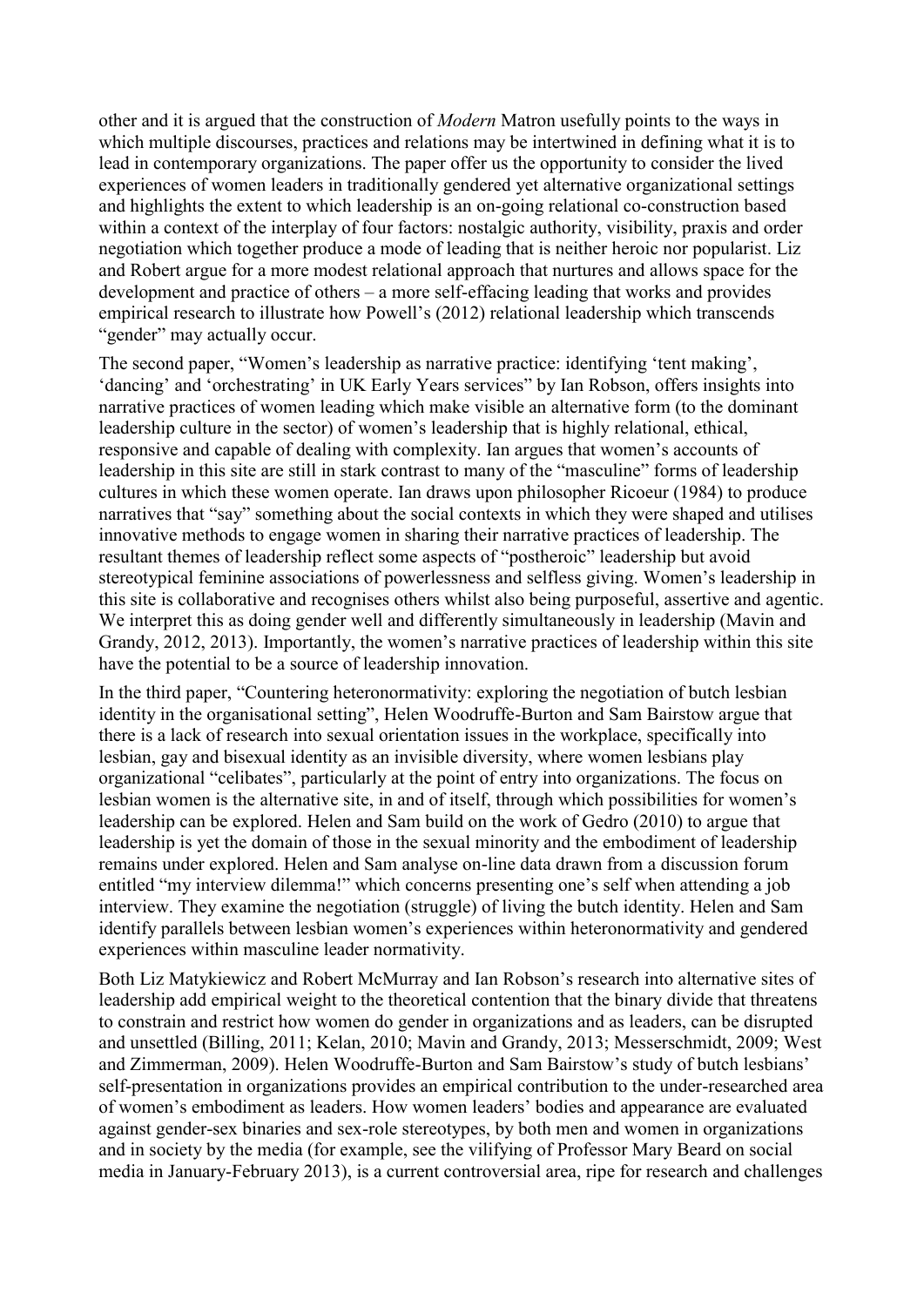other and it is argued that the construction of *Modern* Matron usefully points to the ways in which multiple discourses, practices and relations may be intertwined in defining what it is to lead in contemporary organizations. The paper offer us the opportunity to consider the lived experiences of women leaders in traditionally gendered yet alternative organizational settings and highlights the extent to which leadership is an on-going relational co-construction based within a context of the interplay of four factors: nostalgic authority, visibility, praxis and order negotiation which together produce a mode of leading that is neither heroic nor popularist. Liz and Robert argue for a more modest relational approach that nurtures and allows space for the development and practice of others – a more self-effacing leading that works and provides empirical research to illustrate how Powell's (2012) relational leadership which transcends "gender" may actually occur.

The second paper, "Women's leadership as narrative practice: identifying 'tent making', 'dancing' and 'orchestrating' in UK Early Years services" by Ian Robson, offers insights into narrative practices of women leading which make visible an alternative form (to the dominant leadership culture in the sector) of women's leadership that is highly relational, ethical, responsive and capable of dealing with complexity. Ian argues that women's accounts of leadership in this site are still in stark contrast to many of the "masculine" forms of leadership cultures in which these women operate. Ian draws upon philosopher Ricoeur (1984) to produce narratives that "say" something about the social contexts in which they were shaped and utilises innovative methods to engage women in sharing their narrative practices of leadership. The resultant themes of leadership reflect some aspects of "postheroic" leadership but avoid stereotypical feminine associations of powerlessness and selfless giving. Women's leadership in this site is collaborative and recognises others whilst also being purposeful, assertive and agentic. We interpret this as doing gender well and differently simultaneously in leadership (Mavin and Grandy, 2012, 2013). Importantly, the women's narrative practices of leadership within this site have the potential to be a source of leadership innovation.

In the third paper, "Countering heteronormativity: exploring the negotiation of butch lesbian identity in the organisational setting", Helen Woodruffe-Burton and Sam Bairstow argue that there is a lack of research into sexual orientation issues in the workplace, specifically into lesbian, gay and bisexual identity as an invisible diversity, where women lesbians play organizational "celibates", particularly at the point of entry into organizations. The focus on lesbian women is the alternative site, in and of itself, through which possibilities for women's leadership can be explored. Helen and Sam build on the work of Gedro (2010) to argue that leadership is yet the domain of those in the sexual minority and the embodiment of leadership remains under explored. Helen and Sam analyse on-line data drawn from a discussion forum entitled "my interview dilemma!" which concerns presenting one's self when attending a job interview. They examine the negotiation (struggle) of living the butch identity. Helen and Sam identify parallels between lesbian women's experiences within heteronormativity and gendered experiences within masculine leader normativity.

Both Liz Matykiewicz and Robert McMurray and Ian Robson's research into alternative sites of leadership add empirical weight to the theoretical contention that the binary divide that threatens to constrain and restrict how women do gender in organizations and as leaders, can be disrupted and unsettled (Billing, 2011; Kelan, 2010; Mavin and Grandy, 2013; Messerschmidt, 2009; West and Zimmerman, 2009). Helen Woodruffe-Burton and Sam Bairstow's study of butch lesbians' self-presentation in organizations provides an empirical contribution to the under-researched area of women's embodiment as leaders. How women leaders' bodies and appearance are evaluated against gender-sex binaries and sex-role stereotypes, by both men and women in organizations and in society by the media (for example, see the vilifying of Professor Mary Beard on social media in January-February 2013), is a current controversial area, ripe for research and challenges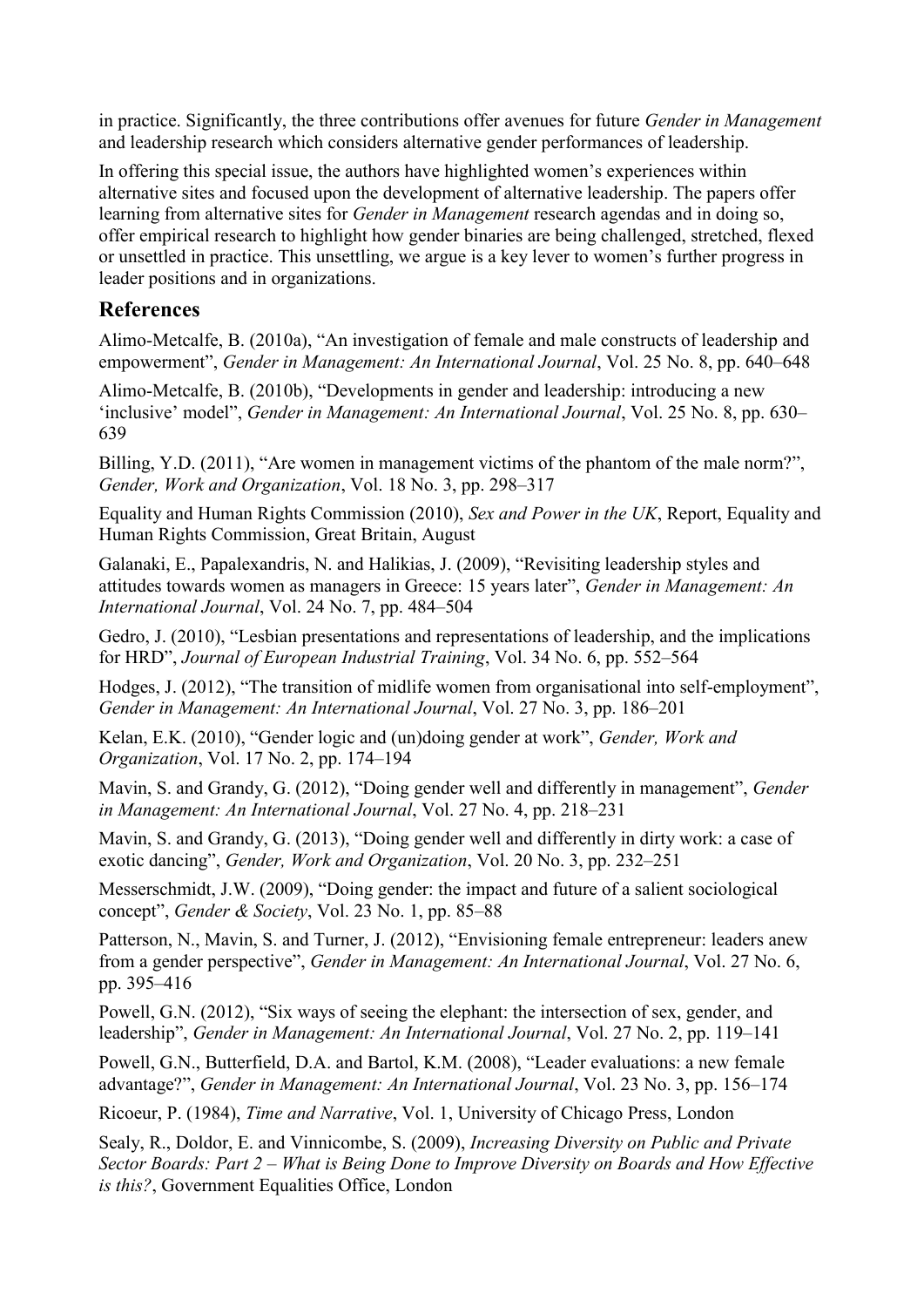in practice. Significantly, the three contributions offer avenues for future *Gender in Management* and leadership research which considers alternative gender performances of leadership.

In offering this special issue, the authors have highlighted women's experiences within alternative sites and focused upon the development of alternative leadership. The papers offer learning from alternative sites for *Gender in Management* research agendas and in doing so, offer empirical research to highlight how gender binaries are being challenged, stretched, flexed or unsettled in practice. This unsettling, we argue is a key lever to women's further progress in leader positions and in organizations.

## References

Alimo-Metcalfe, B. (2010a), "An investigation of female and male constructs of leadership and empowerment", *Gender in Management: An International Journal*, Vol. 25 No. 8, pp. 640–648

Alimo-Metcalfe, B. (2010b), "Developments in gender and leadership: introducing a new 'inclusive' model", *Gender in Management: An International Journal*, Vol. 25 No. 8, pp. 630–639

Billing, Y.D. (2011), "Are women in management victims of the phantom of the male norm?", *Gender, Work and Organization*, Vol. 18 No. 3, pp. 298–317

Equality and Human Rights Commission (2010), *Sex and Power in the UK*, Report, Equality and Human Rights Commission, Great Britain, August

Galanaki, E., Papalexandris, N. and Halikias, J. (2009), "Revisiting leadership styles and attitudes towards women as managers in Greece: 15 years later", *Gender in Management: An International Journal*, Vol. 24 No. 7, pp. 484–504

Gedro, J. (2010), "Lesbian presentations and representations of leadership, and the implications for HRD", *Journal of European Industrial Training*, Vol. 34 No. 6, pp. 552–564

Hodges, J. (2012), "The transition of midlife women from organisational into self-employment", *Gender in Management: An International Journal*, Vol. 27 No. 3, pp. 186–201

Kelan, E.K. (2010), "Gender logic and (un)doing gender at work", *Gender, Work and Organization*, Vol. 17 No. 2, pp. 174–194

Mavin, S. and Grandy, G. (2012), "Doing gender well and differently in management", *Gender in Management: An International Journal*, Vol. 27 No. 4, pp. 218–231

Mavin, S. and Grandy, G. (2013), "Doing gender well and differently in dirty work: a case of exotic dancing", *Gender, Work and Organization*, Vol. 20 No. 3, pp. 232–251

Messerschmidt, J.W. (2009), "Doing gender: the impact and future of a salient sociological concept", *Gender & Society*, Vol. 23 No. 1, pp. 85–88

Patterson, N., Mavin, S. and Turner, J. (2012), "Envisioning female entrepreneur: leaders anew from a gender perspective", *Gender in Management: An International Journal*, Vol. 27 No. 6, pp. 395–416

Powell, G.N. (2012), "Six ways of seeing the elephant: the intersection of sex, gender, and leadership", *Gender in Management: An International Journal*, Vol. 27 No. 2, pp. 119–141

Powell, G.N., Butterfield, D.A. and Bartol, K.M. (2008), "Leader evaluations: a new female advantage?", *Gender in Management: An International Journal*, Vol. 23 No. 3, pp. 156–174

Ricoeur, P. (1984), *Time and Narrative*, Vol. 1, University of Chicago Press, London

Sealy, R., Doldor, E. and Vinnicombe, S. (2009), *Increasing Diversity on Public and Private Sector Boards: Part 2 – What is Being Done to Improve Diversity on Boards and How Effective is this?*, Government Equalities Office, London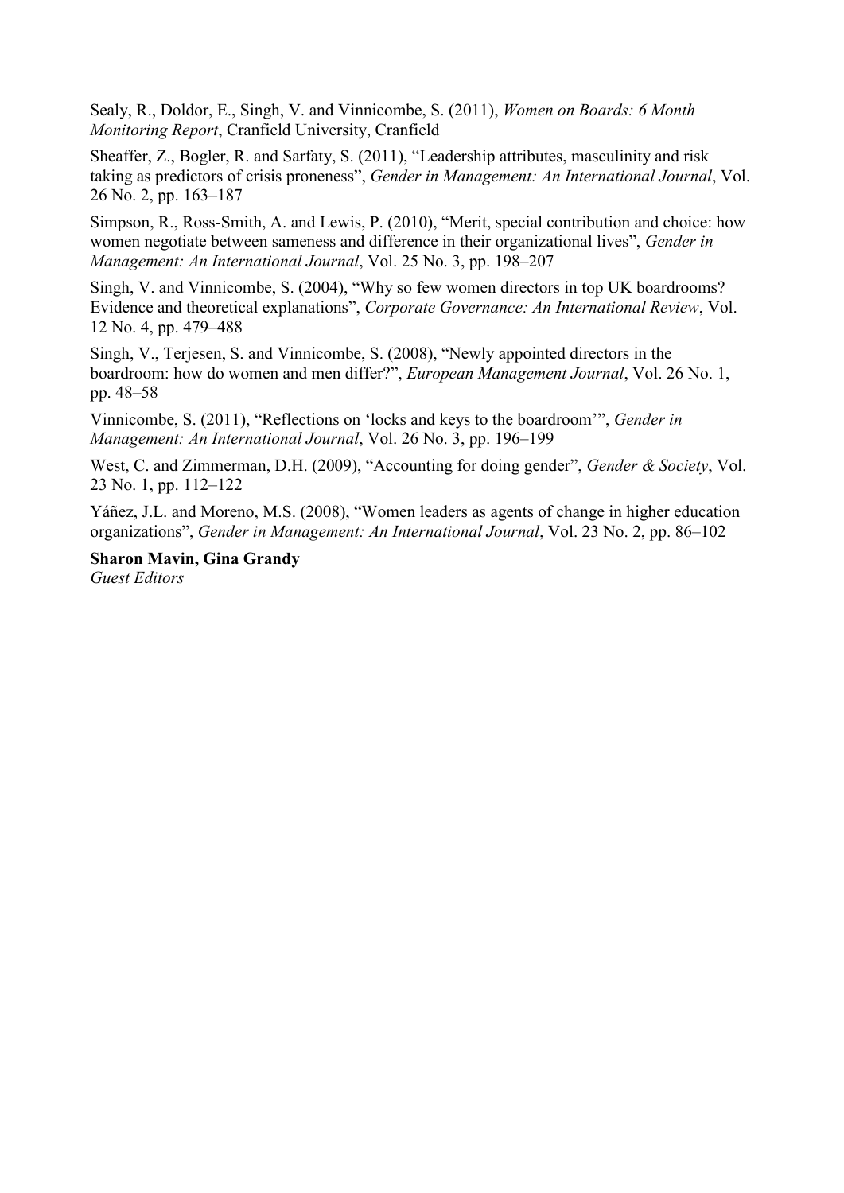Sealy, R., Doldor, E., Singh, V. and Vinnicombe, S. (2011), *Women on Boards: 6 Month Monitoring Report*, Cranfield University, Cranfield

Sheaffer, Z., Bogler, R. and Sarfaty, S. (2011), "Leadership attributes, masculinity and risk taking as predictors of crisis proneness", *Gender in Management: An International Journal*, Vol. 26 No. 2, pp. 163–187

Simpson, R., Ross-Smith, A. and Lewis, P. (2010), "Merit, special contribution and choice: how women negotiate between sameness and difference in their organizational lives", *Gender in Management: An International Journal*, Vol. 25 No. 3, pp. 198–207

Singh, V. and Vinnicombe, S. (2004), "Why so few women directors in top UK boardrooms? Evidence and theoretical explanations", *Corporate Governance: An International Review*, Vol. 12 No. 4, pp. 479–488

Singh, V., Terjesen, S. and Vinnicombe, S. (2008), "Newly appointed directors in the boardroom: how do women and men differ?", *European Management Journal*, Vol. 26 No. 1, pp. 48–58

Vinnicombe, S. (2011), "Reflections on 'locks and keys to the boardroom'", *Gender in Management: An International Journal*, Vol. 26 No. 3, pp. 196–199

West, C. and Zimmerman, D.H. (2009), "Accounting for doing gender", *Gender & Society*, Vol. 23 No. 1, pp. 112–122

Yáñez, J.L. and Moreno, M.S. (2008), "Women leaders as agents of change in higher education organizations", *Gender in Management: An International Journal*, Vol. 23 No. 2, pp. 86–102

**Sharon Mavin, Gina Grandy**
*Guest Editors*